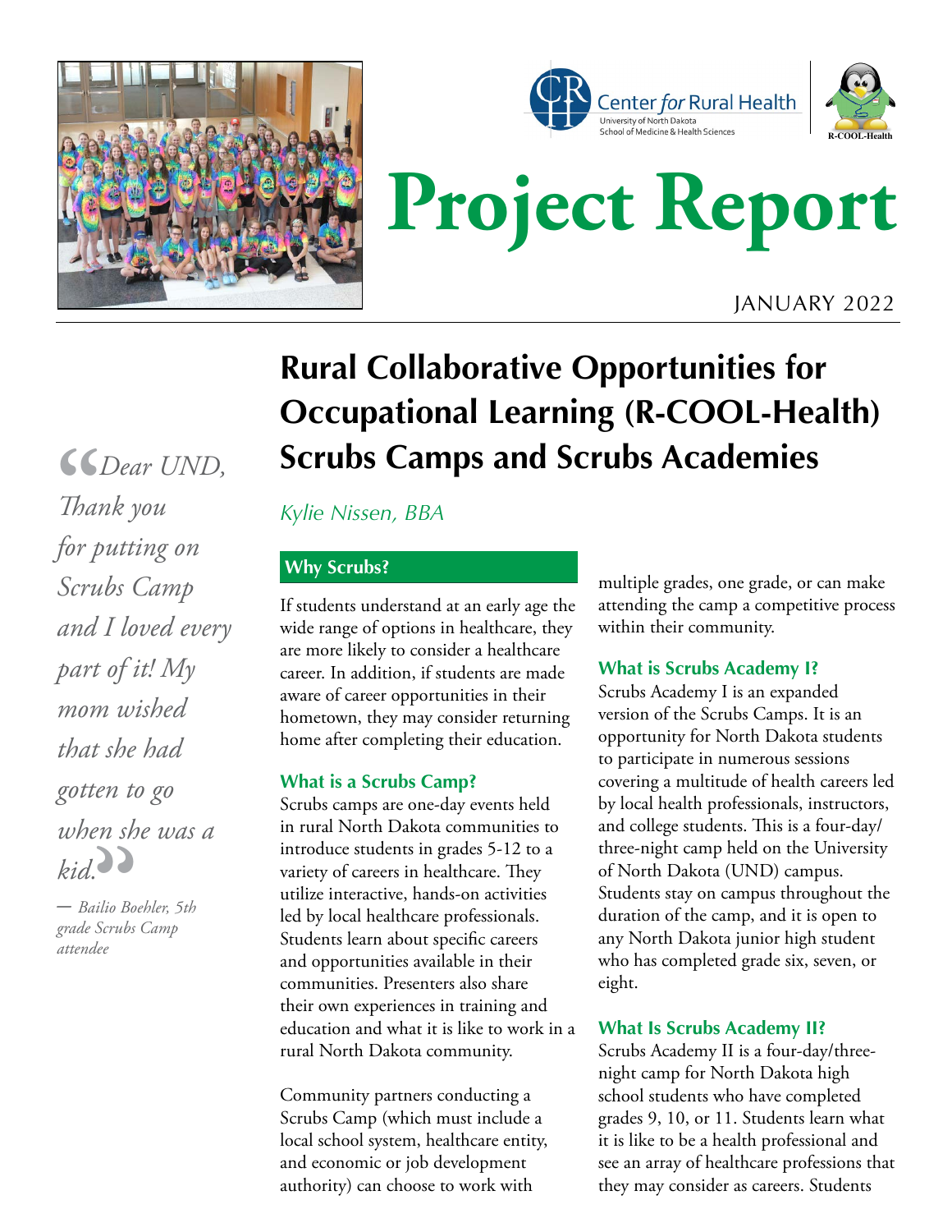Center *for* Rural Health
University of North Dakota
School of Medicine & Health Sciences

R-COOL-Health

# Project Report

JANUARY 2022

## Rural Collaborative Opportunities for Occupational Learning (R-COOL-Health) Scrubs Camps and Scrubs Academies

*Kylie Nissen, BBA*

> *"Dear UND, Thank you for putting on Scrubs Camp and I loved every part of it! My mom wished that she had gotten to go when she was a kid."*
>
> *— Bailio Boehler, 5th grade Scrubs Camp attendee*

### Why Scrubs?

If students understand at an early age the wide range of options in healthcare, they are more likely to consider a healthcare career. In addition, if students are made aware of career opportunities in their hometown, they may consider returning home after completing their education.

### What is a Scrubs Camp?

Scrubs camps are one-day events held in rural North Dakota communities to introduce students in grades 5-12 to a variety of careers in healthcare. They utilize interactive, hands-on activities led by local healthcare professionals. Students learn about specific careers and opportunities available in their communities. Presenters also share their own experiences in training and education and what it is like to work in a rural North Dakota community.

Community partners conducting a Scrubs Camp (which must include a local school system, healthcare entity, and economic or job development authority) can choose to work with multiple grades, one grade, or can make attending the camp a competitive process within their community.

### What is Scrubs Academy I?

Scrubs Academy I is an expanded version of the Scrubs Camps. It is an opportunity for North Dakota students to participate in numerous sessions covering a multitude of health careers led by local health professionals, instructors, and college students. This is a four-day/three-night camp held on the University of North Dakota (UND) campus. Students stay on campus throughout the duration of the camp, and it is open to any North Dakota junior high student who has completed grade six, seven, or eight.

### What Is Scrubs Academy II?

Scrubs Academy II is a four-day/three-night camp for North Dakota high school students who have completed grades 9, 10, or 11. Students learn what it is like to be a health professional and see an array of healthcare professions that they may consider as careers. Students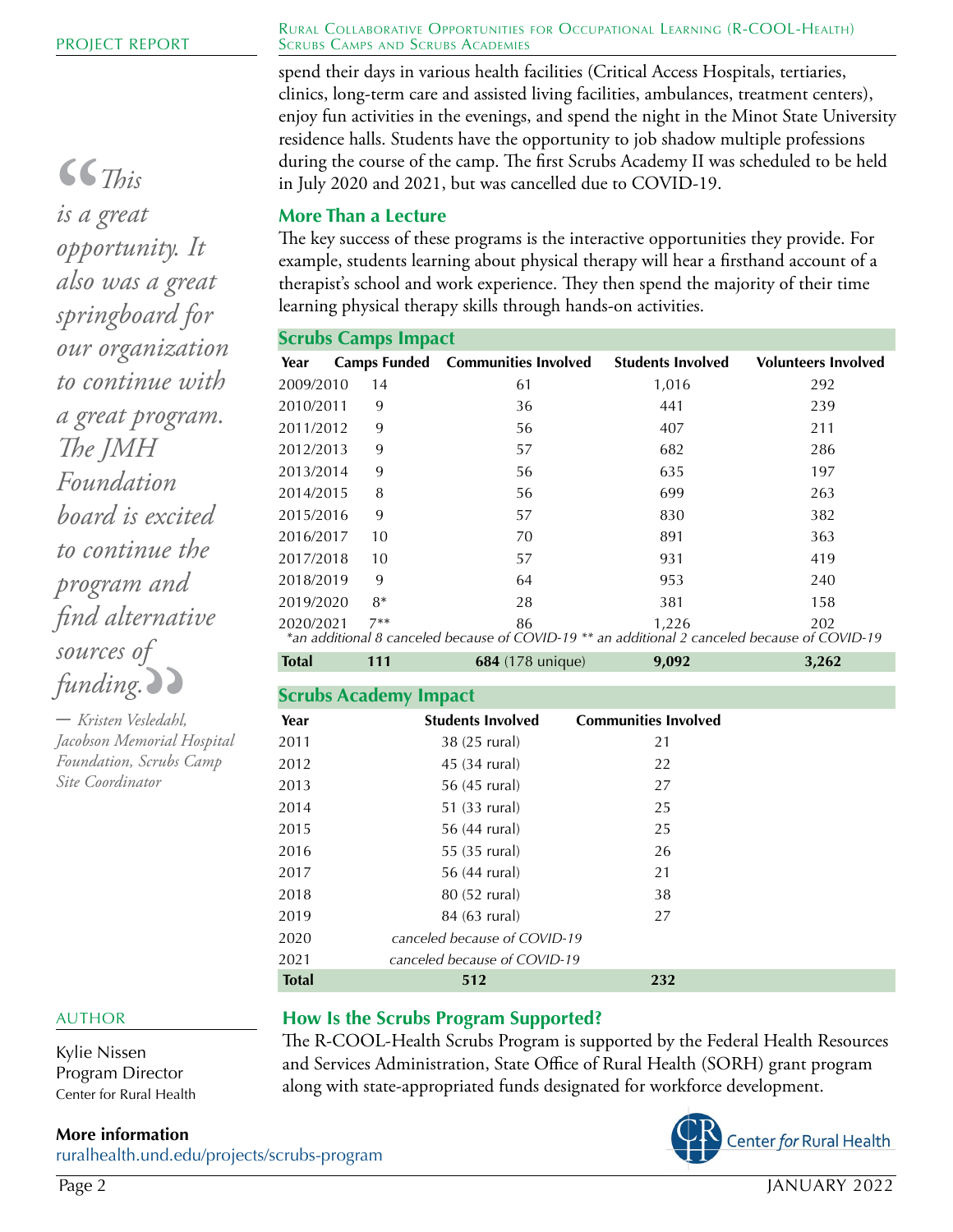spend their days in various health facilities (Critical Access Hospitals, tertiaries, clinics, long-term care and assisted living facilities, ambulances, treatment centers), enjoy fun activities in the evenings, and spend the night in the Minot State University residence halls. Students have the opportunity to job shadow multiple professions during the course of the camp. The first Scrubs Academy II was scheduled to be held in July 2020 and 2021, but was cancelled due to COVID-19.

### More Than a Lecture

The key success of these programs is the interactive opportunities they provide. For example, students learning about physical therapy will hear a firsthand account of a therapist's school and work experience. They then spend the majority of their time learning physical therapy skills through hands-on activities.

> *"This is a great opportunity. It also was a great springboard for our organization to continue with a great program. The JMH Foundation board is excited to continue the program and find alternative sources of funding."*
>
> *— Kristen Vesledahl, Jacobson Memorial Hospital Foundation, Scrubs Camp Site Coordinator*

### Scrubs Camps Impact

| Year | Camps Funded | Communities Involved | Students Involved | Volunteers Involved |
|---|---|---|---|---|
| 2009/2010 | 14 | 61 | 1,016 | 292 |
| 2010/2011 | 9 | 36 | 441 | 239 |
| 2011/2012 | 9 | 56 | 407 | 211 |
| 2012/2013 | 9 | 57 | 682 | 286 |
| 2013/2014 | 9 | 56 | 635 | 197 |
| 2014/2015 | 8 | 56 | 699 | 263 |
| 2015/2016 | 9 | 57 | 830 | 382 |
| 2016/2017 | 10 | 70 | 891 | 363 |
| 2017/2018 | 10 | 57 | 931 | 419 |
| 2018/2019 | 9 | 64 | 953 | 240 |
| 2019/2020 | 8* | 28 | 381 | 158 |
| 2020/2021 | 7** | 86 | 1,226 | 202 |
| **Total** | **111** | **684** (178 unique) | **9,092** | **3,262** |

*\*an additional 8 canceled because of COVID-19 \*\* an additional 2 canceled because of COVID-19*

### Scrubs Academy Impact

| Year | Students Involved | Communities Involved |
|---|---|---|
| 2011 | 38 (25 rural) | 21 |
| 2012 | 45 (34 rural) | 22 |
| 2013 | 56 (45 rural) | 27 |
| 2014 | 51 (33 rural) | 25 |
| 2015 | 56 (44 rural) | 25 |
| 2016 | 55 (35 rural) | 26 |
| 2017 | 56 (44 rural) | 21 |
| 2018 | 80 (52 rural) | 38 |
| 2019 | 84 (63 rural) | 27 |
| 2020 | *canceled because of COVID-19* | |
| 2021 | *canceled because of COVID-19* | |
| **Total** | **512** | **232** |

### How Is the Scrubs Program Supported?

The R-COOL-Health Scrubs Program is supported by the Federal Health Resources and Services Administration, State Office of Rural Health (SORH) grant program along with state-appropriated funds designated for workforce development.

AUTHOR

Kylie Nissen
Program Director
Center for Rural Health

**More information**
ruralhealth.und.edu/projects/scrubs-program

JANUARY 2022